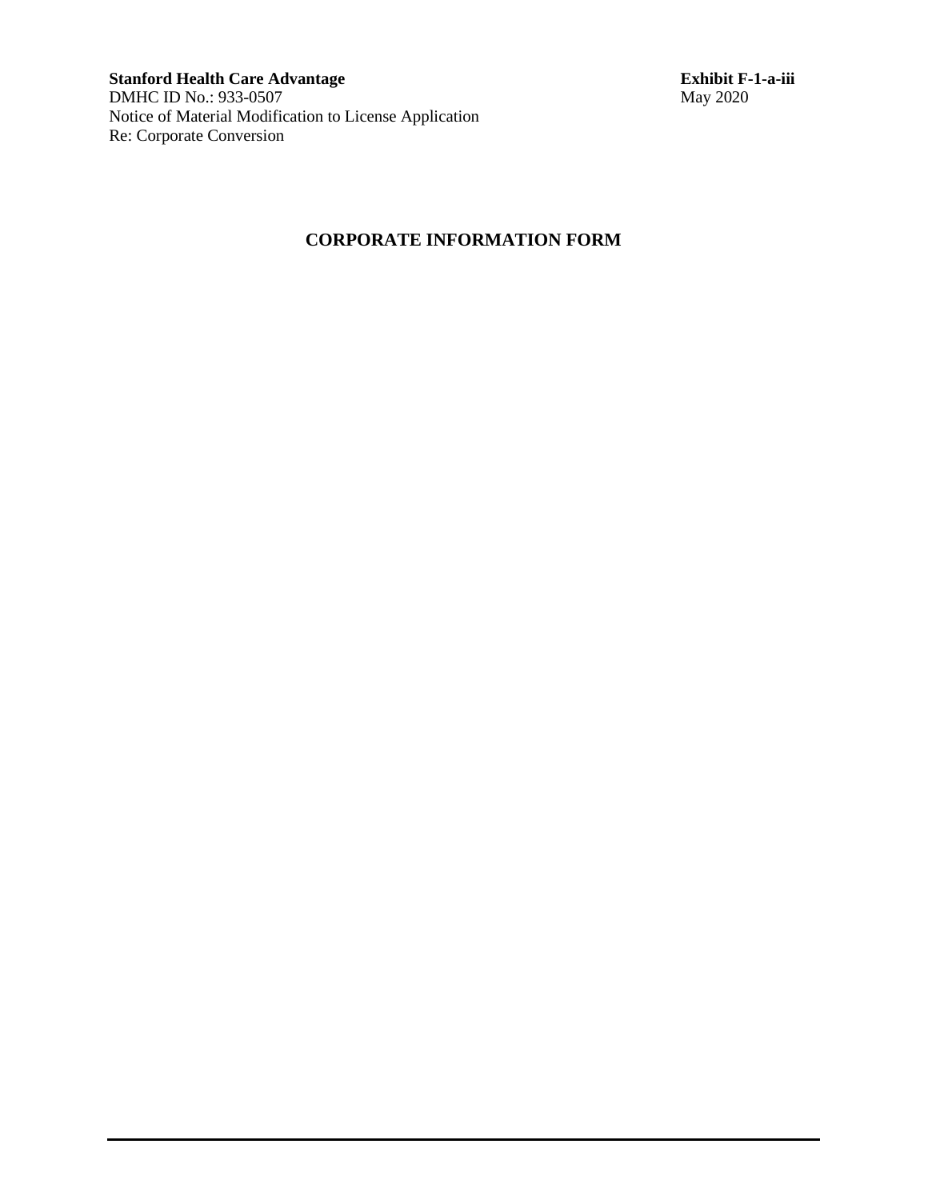**Stanford Health Care Advantage**
DMHC ID No.: 933-0507
Notice of Material Modification to License Application
Re: Corporate Conversion

**Exhibit F-1-a-iii**
May 2020

# CORPORATE INFORMATION FORM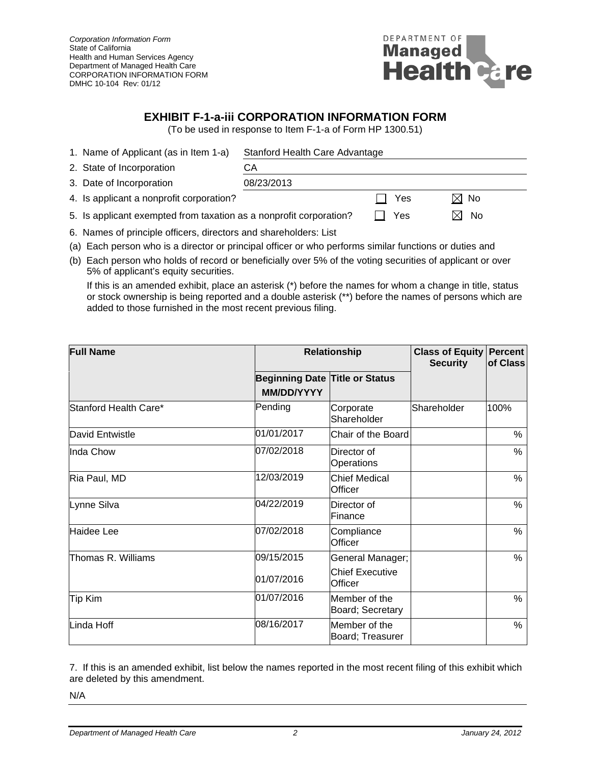*Corporation Information Form*
State of California
Health and Human Services Agency
Department of Managed Health Care
CORPORATION INFORMATION FORM
DMHC 10-104 Rev: 01/12

## EXHIBIT F-1-a-iii CORPORATION INFORMATION FORM

(To be used in response to Item F-1-a of Form HP 1300.51)

1. Name of Applicant (as in Item 1-a) Stanford Health Care Advantage
2. State of Incorporation CA
3. Date of Incorporation 08/23/2013
4. Is applicant a nonprofit corporation? ☐ Yes ☒ No
5. Is applicant exempted from taxation as a nonprofit corporation? ☐ Yes ☒ No
6. Names of principle officers, directors and shareholders: List

(a) Each person who is a director or principal officer or who performs similar functions or duties and

(b) Each person who holds of record or beneficially over 5% of the voting securities of applicant or over 5% of applicant's equity securities.

If this is an amended exhibit, place an asterisk (*) before the names for whom a change in title, status or stock ownership is being reported and a double asterisk (**) before the names of persons which are added to those furnished in the most recent previous filing.

| Full Name | Relationship | | Class of Equity Security | Percent of Class |
|---|---|---|---|---|
| | Beginning Date MM/DD/YYYY | Title or Status | | |
| Stanford Health Care* | Pending | Corporate Shareholder | Shareholder | 100% |
| David Entwistle | 01/01/2017 | Chair of the Board | | % |
| Inda Chow | 07/02/2018 | Director of Operations | | % |
| Ria Paul, MD | 12/03/2019 | Chief Medical Officer | | % |
| Lynne Silva | 04/22/2019 | Director of Finance | | % |
| Haidee Lee | 07/02/2018 | Compliance Officer | | % |
| Thomas R. Williams | 09/15/2015<br>01/07/2016 | General Manager;<br>Chief Executive Officer | | % |
| Tip Kim | 01/07/2016 | Member of the Board; Secretary | | % |
| Linda Hoff | 08/16/2017 | Member of the Board; Treasurer | | % |

7. If this is an amended exhibit, list below the names reported in the most recent filing of this exhibit which are deleted by this amendment.

N/A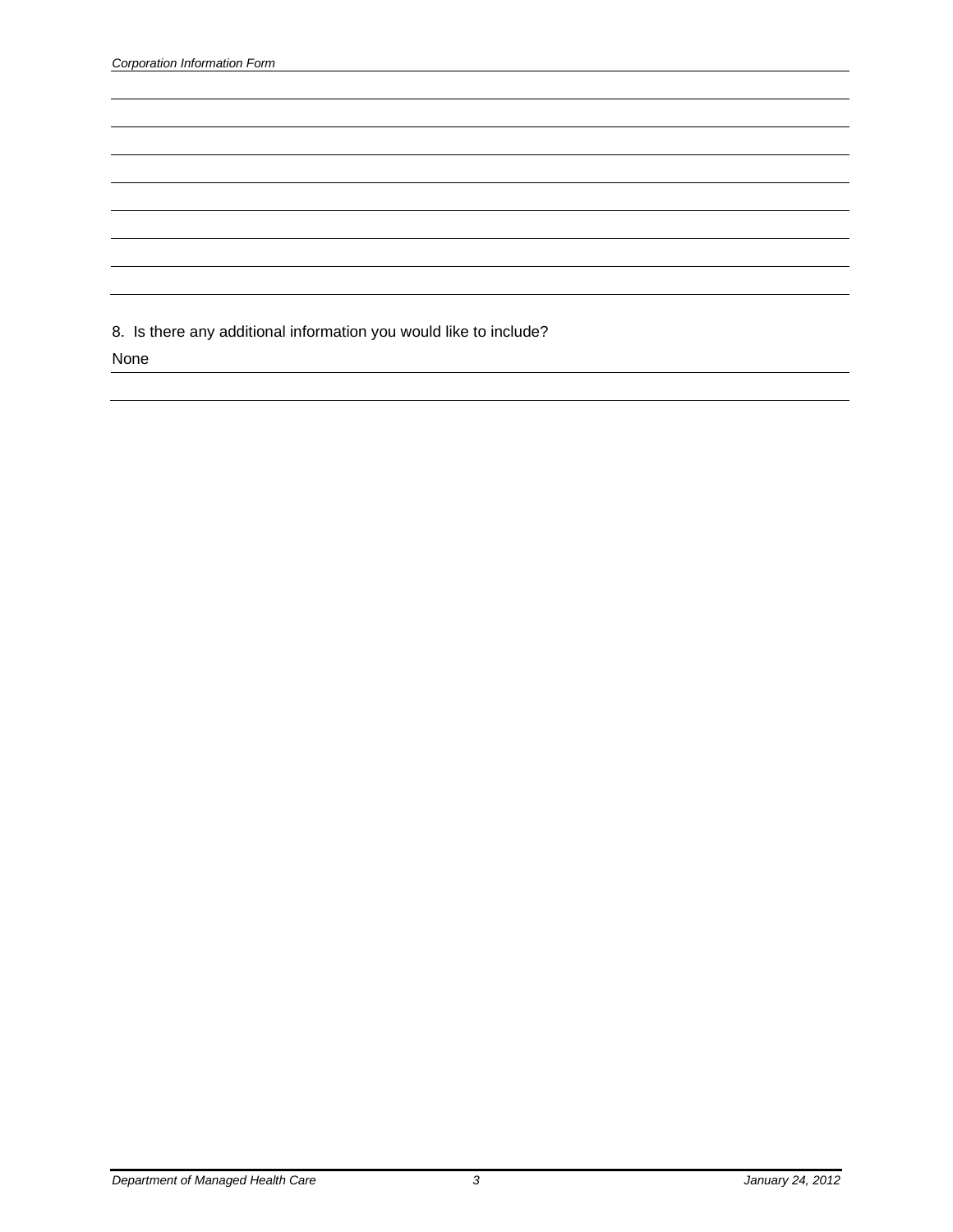8. Is there any additional information you would like to include?

None